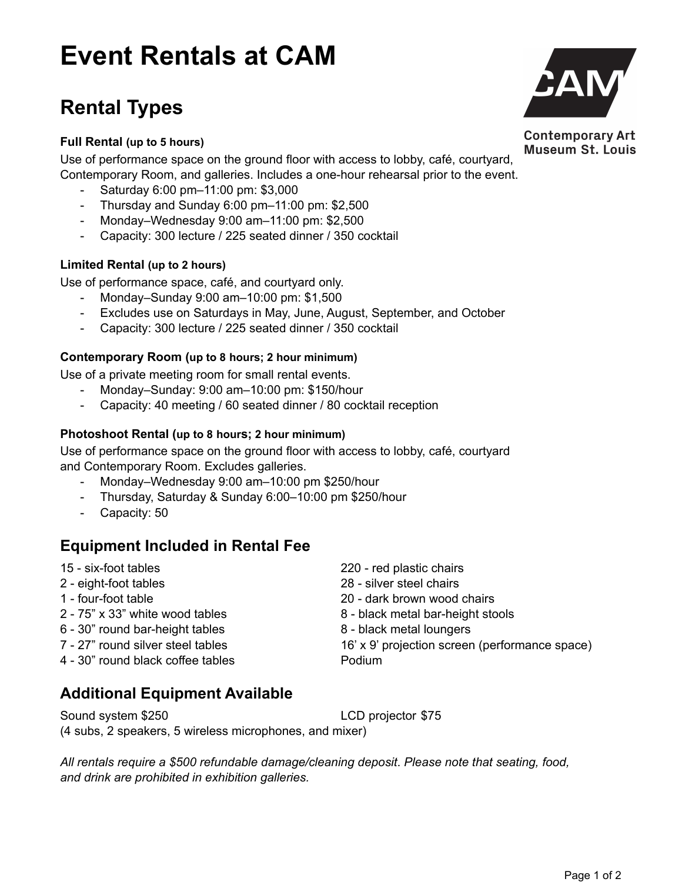# Event Rentals at CAM

Contemporary Art Museum St. Louis

## Rental Types

**Full Rental** **(up to 5 hours)**
Use of performance space on the ground floor with access to lobby, café, courtyard, Contemporary Room, and galleries. Includes a one-hour rehearsal prior to the event.

- Saturday 6:00 pm–11:00 pm: $3,000
- Thursday and Sunday 6:00 pm–11:00 pm: $2,500
- Monday–Wednesday 9:00 am–11:00 pm: $2,500
- Capacity: 300 lecture / 225 seated dinner / 350 cocktail

**Limited Rental** **(up to 2 hours)**
Use of performance space, café, and courtyard only.

- Monday–Sunday 9:00 am–10:00 pm: $1,500
- Excludes use on Saturdays in May, June, August, September, and October
- Capacity: 300 lecture / 225 seated dinner / 350 cocktail

**Contemporary Room (up to 8 hours; 2 hour minimum)**
Use of a private meeting room for small rental events.

- Monday–Sunday: 9:00 am–10:00 pm: $150/hour
- Capacity: 40 meeting / 60 seated dinner / 80 cocktail reception

**Photoshoot Rental (up to 8 hours; 2 hour minimum)**
Use of performance space on the ground floor with access to lobby, café, courtyard and Contemporary Room. Excludes galleries.

- Monday–Wednesday 9:00 am–10:00 pm $250/hour
- Thursday, Saturday & Sunday 6:00–10:00 pm $250/hour
- Capacity: 50

## Equipment Included in Rental Fee

15 - six-foot tables
2 - eight-foot tables
1 - four-foot table
2 - 75" x 33" white wood tables
6 - 30" round bar-height tables
7 - 27" round silver steel tables
4 - 30" round black coffee tables
220 - red plastic chairs
28 - silver steel chairs
20 - dark brown wood chairs
8 - black metal bar-height stools
8 - black metal loungers
16' x 9' projection screen (performance space)
Podium

## Additional Equipment Available

Sound system $250
(4 subs, 2 speakers, 5 wireless microphones, and mixer)

LCD projector $75

*All rentals require a $500 refundable damage/cleaning deposit. Please note that seating, food, and drink are prohibited in exhibition galleries.*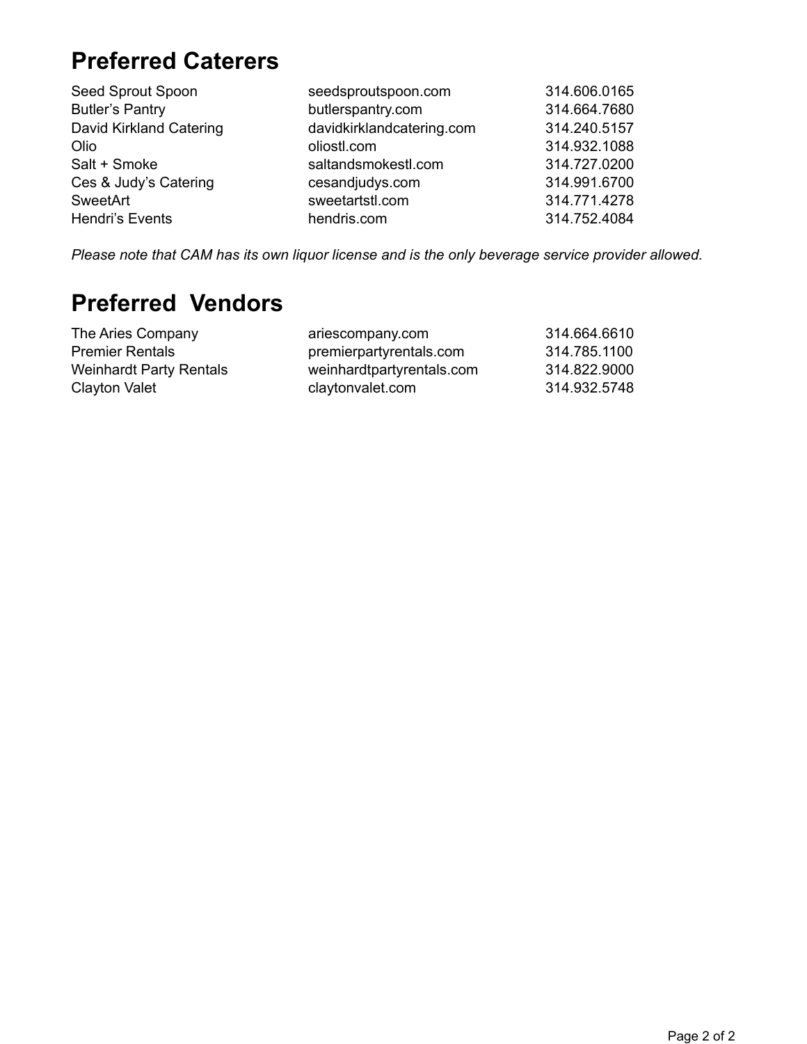## Preferred Caterers

| | | |
|---|---|---|
| Seed Sprout Spoon | seedsproutspoon.com | 314.606.0165 |
| Butler's Pantry | butlerspantry.com | 314.664.7680 |
| David Kirkland Catering | davidkirklandcatering.com | 314.240.5157 |
| Olio | oliostl.com | 314.932.1088 |
| Salt + Smoke | saltandsmokestl.com | 314.727.0200 |
| Ces & Judy's Catering | cesandjudys.com | 314.991.6700 |
| SweetArt | sweetartstl.com | 314.771.4278 |
| Hendri's Events | hendris.com | 314.752.4084 |

*Please note that CAM has its own liquor license and is the only beverage service provider allowed.*

## Preferred Vendors

| | | |
|---|---|---|
| The Aries Company | ariescompany.com | 314.664.6610 |
| Premier Rentals | premierpartyrentals.com | 314.785.1100 |
| Weinhardt Party Rentals | weinhardtpartyrentals.com | 314.822.9000 |
| Clayton Valet | claytonvalet.com | 314.932.5748 |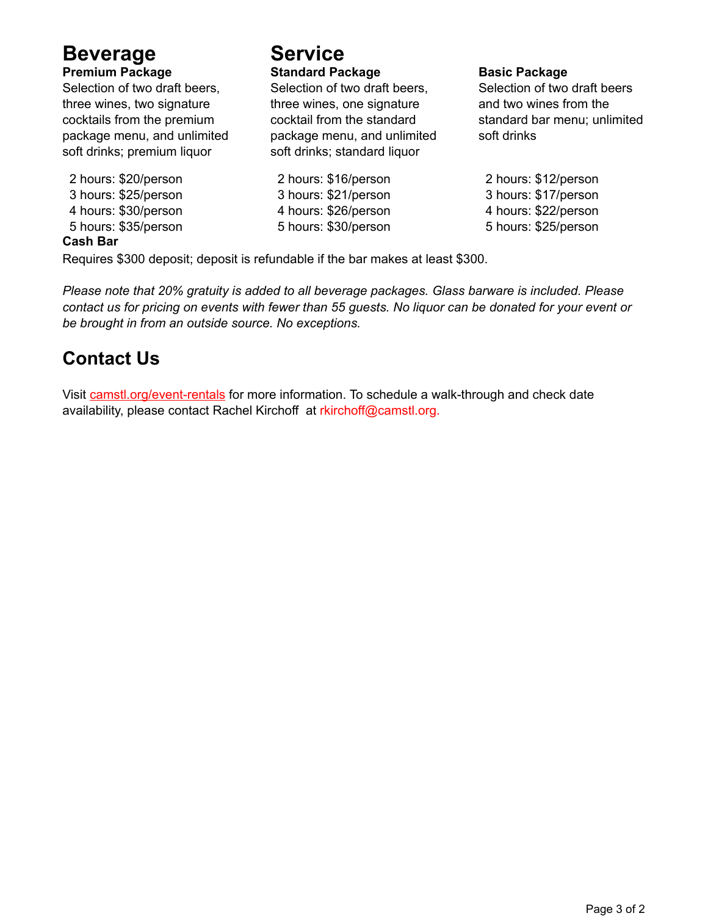# Beverage Service

### Premium Package

Selection of two draft beers, three wines, two signature cocktails from the premium package menu, and unlimited soft drinks; premium liquor

- 2 hours: $20/person
- 3 hours: $25/person
- 4 hours: $30/person
- 5 hours: $35/person

### Standard Package

Selection of two draft beers, three wines, one signature cocktail from the standard package menu, and unlimited soft drinks; standard liquor

- 2 hours: $16/person
- 3 hours: $21/person
- 4 hours: $26/person
- 5 hours: $30/person

### Basic Package

Selection of two draft beers and two wines from the standard bar menu; unlimited soft drinks

- 2 hours: $12/person
- 3 hours: $17/person
- 4 hours: $22/person
- 5 hours: $25/person

### Cash Bar

Requires $300 deposit; deposit is refundable if the bar makes at least $300.

*Please note that 20% gratuity is added to all beverage packages. Glass barware is included. Please contact us for pricing on events with fewer than 55 guests. No liquor can be donated for your event or be brought in from an outside source. No exceptions.*

## Contact Us

Visit camstl.org/event-rentals for more information. To schedule a walk-through and check date availability, please contact Rachel Kirchoff at rkirchoff@camstl.org.